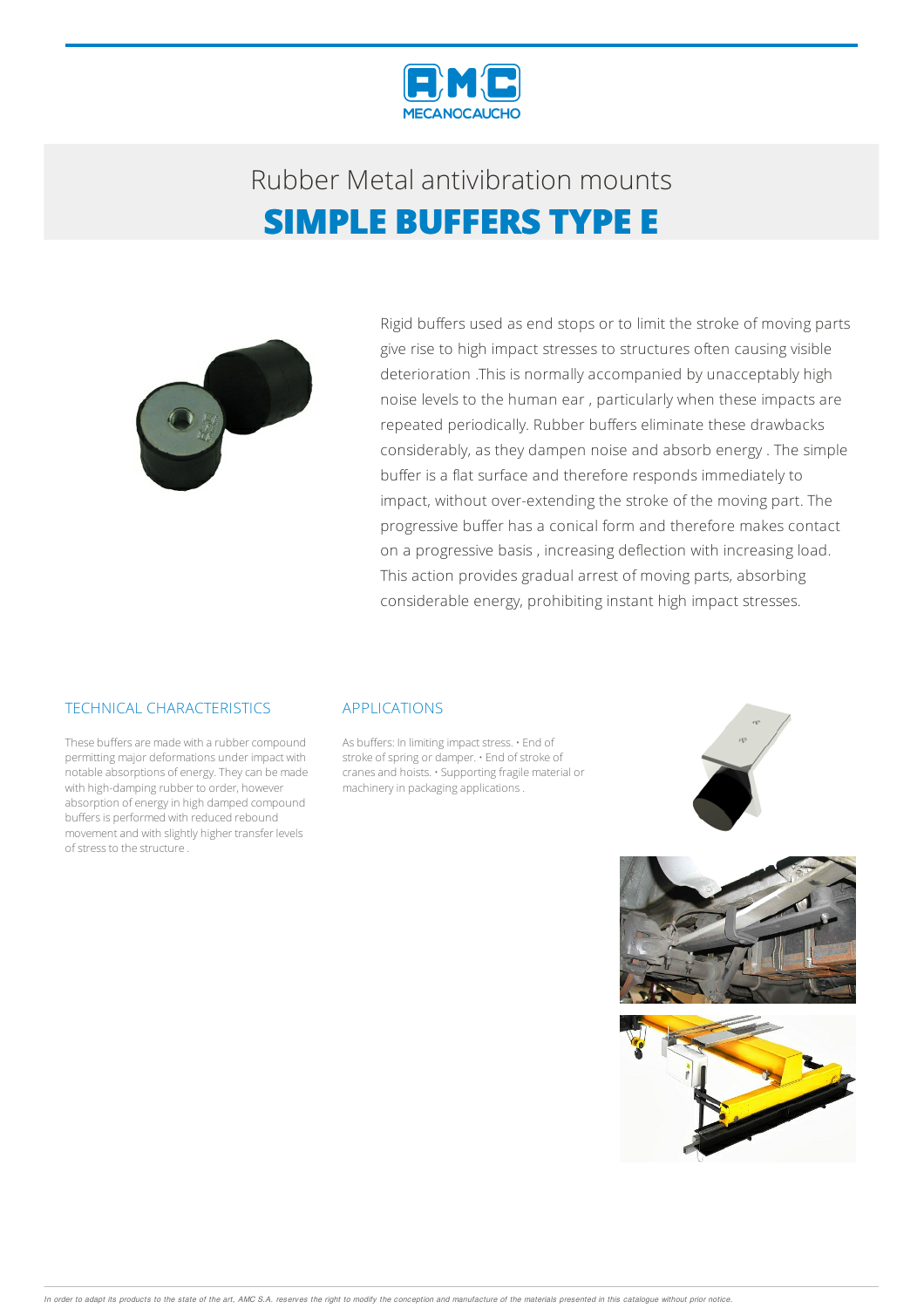# Rubber Metal antivibration mounts

## SIMPLE BUFFERS TYPE E

Rigid buffers used as end stops or to limit the stroke of moving parts give rise to high impact stresses to structures often causing visible deterioration .This is normally accompanied by unacceptably high noise levels to the human ear , particularly when these impacts are repeated periodically. Rubber buffers eliminate these drawbacks considerably, as they dampen noise and absorb energy . The simple buffer is a flat surface and therefore responds immediately to impact, without over-extending the stroke of the moving part. The progressive buffer has a conical form and therefore makes contact on a progressive basis , increasing deflection with increasing load. This action provides gradual arrest of moving parts, absorbing considerable energy, prohibiting instant high impact stresses.

### TECHNICAL CHARACTERISTICS

These buffers are made with a rubber compound permitting major deformations under impact with notable absorptions of energy. They can be made with high-damping rubber to order, however absorption of energy in high damped compound buffers is performed with reduced rebound movement and with slightly higher transfer levels of stress to the structure .

### APPLICATIONS

As buffers: In limiting impact stress. • End of stroke of spring or damper. • End of stroke of cranes and hoists. • Supporting fragile material or machinery in packaging applications .

*In order to adapt its products to the state of the art, AMC S.A. reserves the right to modify the conception and manufacture of the materials presented in this catalogue without prior notice.*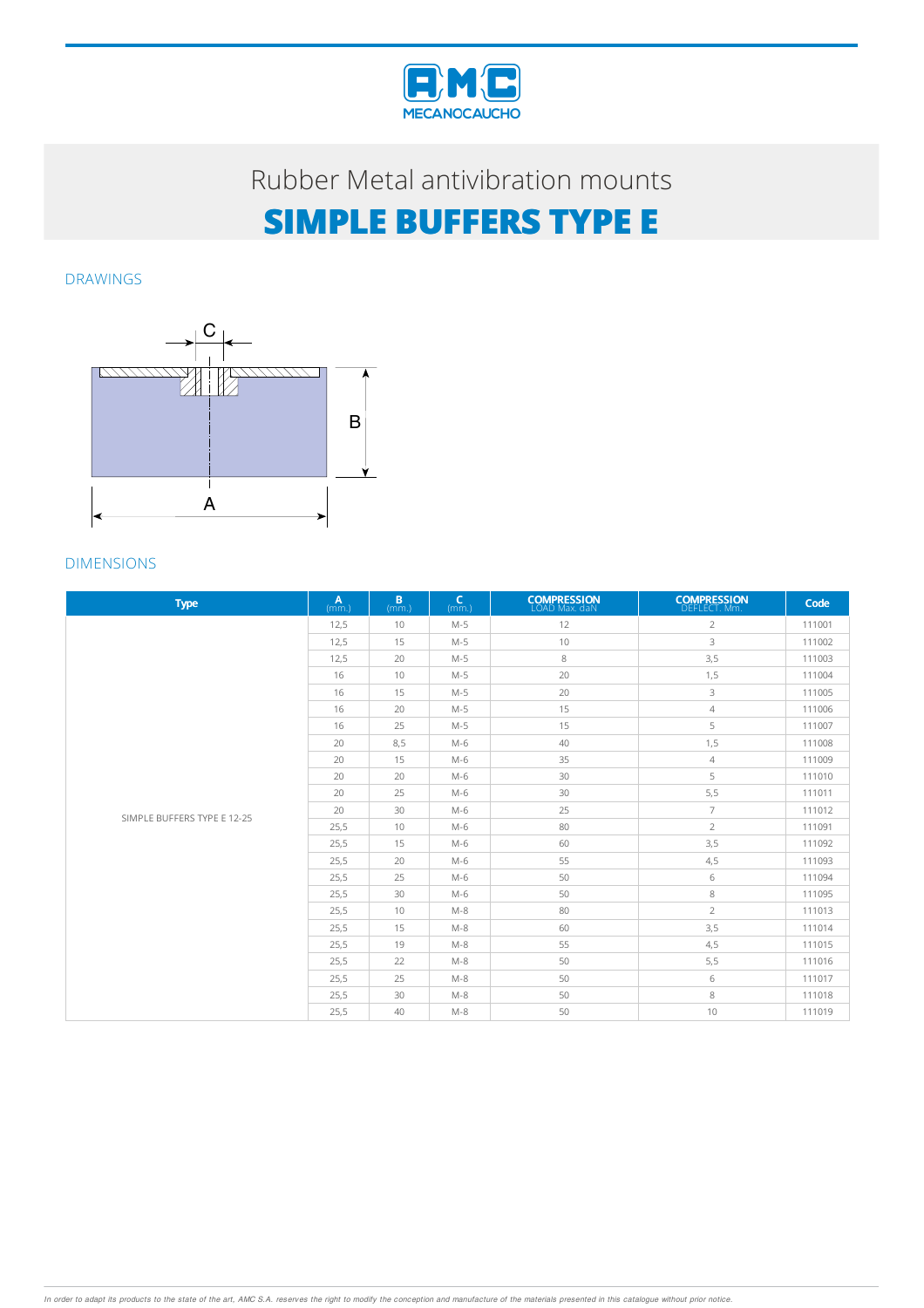# Rubber Metal antivibration mounts

# SIMPLE BUFFERS TYPE E

## DRAWINGS

C

B

A

## DIMENSIONS

| Type | A (mm.) | B (mm.) | C (mm.) | COMPRESSION LOAD Max. daN | COMPRESSION DEFLECT. Mm. | Code |
|---|---|---|---|---|---|---|
| SIMPLE BUFFERS TYPE E 12-25 | 12,5 | 10 | M-5 | 12 | 2 | 111001 |
| | 12,5 | 15 | M-5 | 10 | 3 | 111002 |
| | 12,5 | 20 | M-5 | 8 | 3,5 | 111003 |
| | 16 | 10 | M-5 | 20 | 1,5 | 111004 |
| | 16 | 15 | M-5 | 20 | 3 | 111005 |
| | 16 | 20 | M-5 | 15 | 4 | 111006 |
| | 16 | 25 | M-5 | 15 | 5 | 111007 |
| | 20 | 8,5 | M-6 | 40 | 1,5 | 111008 |
| | 20 | 15 | M-6 | 35 | 4 | 111009 |
| | 20 | 20 | M-6 | 30 | 5 | 111010 |
| | 20 | 25 | M-6 | 30 | 5,5 | 111011 |
| | 20 | 30 | M-6 | 25 | 7 | 111012 |
| | 25,5 | 10 | M-6 | 80 | 2 | 111091 |
| | 25,5 | 15 | M-6 | 60 | 3,5 | 111092 |
| | 25,5 | 20 | M-6 | 55 | 4,5 | 111093 |
| | 25,5 | 25 | M-6 | 50 | 6 | 111094 |
| | 25,5 | 30 | M-6 | 50 | 8 | 111095 |
| | 25,5 | 10 | M-8 | 80 | 2 | 111013 |
| | 25,5 | 15 | M-8 | 60 | 3,5 | 111014 |
| | 25,5 | 19 | M-8 | 55 | 4,5 | 111015 |
| | 25,5 | 22 | M-8 | 50 | 5,5 | 111016 |
| | 25,5 | 25 | M-8 | 50 | 6 | 111017 |
| | 25,5 | 30 | M-8 | 50 | 8 | 111018 |
| | 25,5 | 40 | M-8 | 50 | 10 | 111019 |

*In order to adapt its products to the state of the art, AMC S.A. reserves the right to modify the conception and manufacture of the materials presented in this catalogue without prior notice.*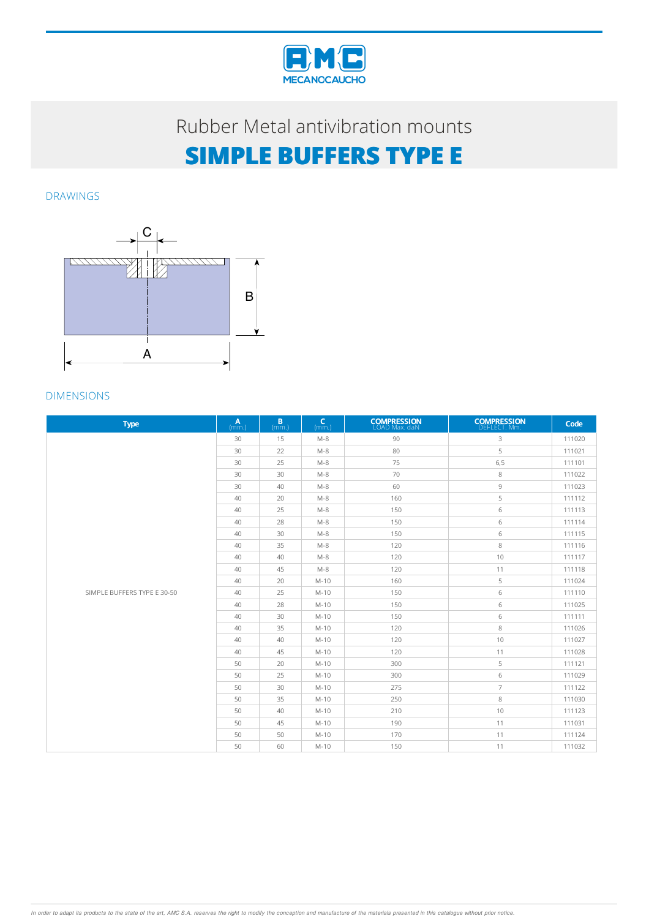Rubber Metal antivibration mounts

# SIMPLE BUFFERS TYPE E

## DRAWINGS

## DIMENSIONS

| Type | A (mm.) | B (mm.) | C (mm.) | COMPRESSION LOAD Max. daN | COMPRESSION DEFLECT. Mm. | Code |
|---|---|---|---|---|---|---|
| SIMPLE BUFFERS TYPE E 30-50 | 30 | 15 | M-8 | 90 | 3 | 111020 |
| | 30 | 22 | M-8 | 80 | 5 | 111021 |
| | 30 | 25 | M-8 | 75 | 6,5 | 111101 |
| | 30 | 30 | M-8 | 70 | 8 | 111022 |
| | 30 | 40 | M-8 | 60 | 9 | 111023 |
| | 40 | 20 | M-8 | 160 | 5 | 111112 |
| | 40 | 25 | M-8 | 150 | 6 | 111113 |
| | 40 | 28 | M-8 | 150 | 6 | 111114 |
| | 40 | 30 | M-8 | 150 | 6 | 111115 |
| | 40 | 35 | M-8 | 120 | 8 | 111116 |
| | 40 | 40 | M-8 | 120 | 10 | 111117 |
| | 40 | 45 | M-8 | 120 | 11 | 111118 |
| | 40 | 20 | M-10 | 160 | 5 | 111024 |
| | 40 | 25 | M-10 | 150 | 6 | 111110 |
| | 40 | 28 | M-10 | 150 | 6 | 111025 |
| | 40 | 30 | M-10 | 150 | 6 | 111111 |
| | 40 | 35 | M-10 | 120 | 8 | 111026 |
| | 40 | 40 | M-10 | 120 | 10 | 111027 |
| | 40 | 45 | M-10 | 120 | 11 | 111028 |
| | 50 | 20 | M-10 | 300 | 5 | 111121 |
| | 50 | 25 | M-10 | 300 | 6 | 111029 |
| | 50 | 30 | M-10 | 275 | 7 | 111122 |
| | 50 | 35 | M-10 | 250 | 8 | 111030 |
| | 50 | 40 | M-10 | 210 | 10 | 111123 |
| | 50 | 45 | M-10 | 190 | 11 | 111031 |
| | 50 | 50 | M-10 | 170 | 11 | 111124 |
| | 50 | 60 | M-10 | 150 | 11 | 111032 |

*In order to adapt its products to the state of the art, AMC S.A. reserves the right to modify the conception and manufacture of the materials presented in this catalogue without prior notice.*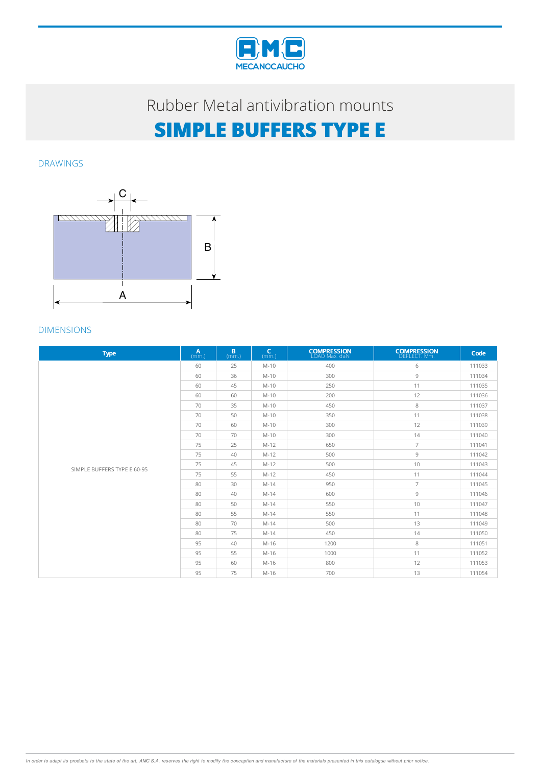Rubber Metal antivibration mounts

# SIMPLE BUFFERS TYPE E

## DRAWINGS

## DIMENSIONS

| Type | A (mm.) | B (mm.) | C (mm.) | COMPRESSION LOAD Max. daN | COMPRESSION DEFLECT. Mm. | Code |
|---|---|---|---|---|---|---|
| SIMPLE BUFFERS TYPE E 60-95 | 60 | 25 | M-10 | 400 | 6 | 111033 |
| | 60 | 36 | M-10 | 300 | 9 | 111034 |
| | 60 | 45 | M-10 | 250 | 11 | 111035 |
| | 60 | 60 | M-10 | 200 | 12 | 111036 |
| | 70 | 35 | M-10 | 450 | 8 | 111037 |
| | 70 | 50 | M-10 | 350 | 11 | 111038 |
| | 70 | 60 | M-10 | 300 | 12 | 111039 |
| | 70 | 70 | M-10 | 300 | 14 | 111040 |
| | 75 | 25 | M-12 | 650 | 7 | 111041 |
| | 75 | 40 | M-12 | 500 | 9 | 111042 |
| | 75 | 45 | M-12 | 500 | 10 | 111043 |
| | 75 | 55 | M-12 | 450 | 11 | 111044 |
| | 80 | 30 | M-14 | 950 | 7 | 111045 |
| | 80 | 40 | M-14 | 600 | 9 | 111046 |
| | 80 | 50 | M-14 | 550 | 10 | 111047 |
| | 80 | 55 | M-14 | 550 | 11 | 111048 |
| | 80 | 70 | M-14 | 500 | 13 | 111049 |
| | 80 | 75 | M-14 | 450 | 14 | 111050 |
| | 95 | 40 | M-16 | 1200 | 8 | 111051 |
| | 95 | 55 | M-16 | 1000 | 11 | 111052 |
| | 95 | 60 | M-16 | 800 | 12 | 111053 |
| | 95 | 75 | M-16 | 700 | 13 | 111054 |

*In order to adapt its products to the state of the art, AMC S.A. reserves the right to modify the conception and manufacture of the materials presented in this catalogue without prior notice.*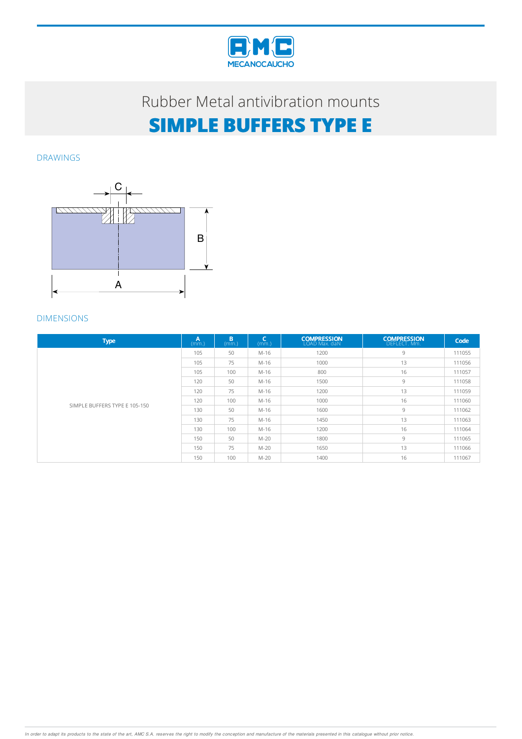Rubber Metal antivibration mounts

# SIMPLE BUFFERS TYPE E

## DRAWINGS

## DIMENSIONS

| Type | A (mm.) | B (mm.) | C (mm.) | COMPRESSION LOAD Max. daN | COMPRESSION DEFLECT. Mm. | Code |
|---|---|---|---|---|---|---|
| SIMPLE BUFFERS TYPE E 105-150 | 105 | 50 | M-16 | 1200 | 9 | 111055 |
| | 105 | 75 | M-16 | 1000 | 13 | 111056 |
| | 105 | 100 | M-16 | 800 | 16 | 111057 |
| | 120 | 50 | M-16 | 1500 | 9 | 111058 |
| | 120 | 75 | M-16 | 1200 | 13 | 111059 |
| | 120 | 100 | M-16 | 1000 | 16 | 111060 |
| | 130 | 50 | M-16 | 1600 | 9 | 111062 |
| | 130 | 75 | M-16 | 1450 | 13 | 111063 |
| | 130 | 100 | M-16 | 1200 | 16 | 111064 |
| | 150 | 50 | M-20 | 1800 | 9 | 111065 |
| | 150 | 75 | M-20 | 1650 | 13 | 111066 |
| | 150 | 100 | M-20 | 1400 | 16 | 111067 |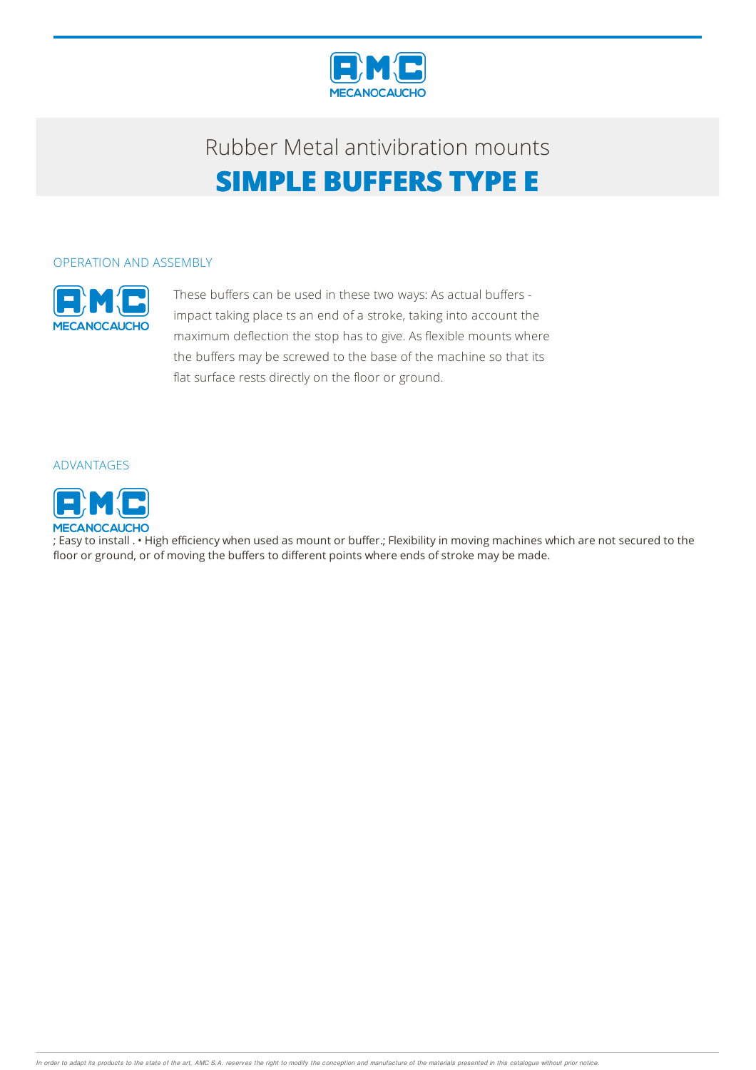Rubber Metal antivibration mounts

# SIMPLE BUFFERS TYPE E

## OPERATION AND ASSEMBLY

These buffers can be used in these two ways: As actual buffers - impact taking place ts an end of a stroke, taking into account the maximum deflection the stop has to give. As flexible mounts where the buffers may be screwed to the base of the machine so that its flat surface rests directly on the floor or ground.

## ADVANTAGES

; Easy to install . • High efficiency when used as mount or buffer.; Flexibility in moving machines which are not secured to the floor or ground, or of moving the buffers to different points where ends of stroke may be made.